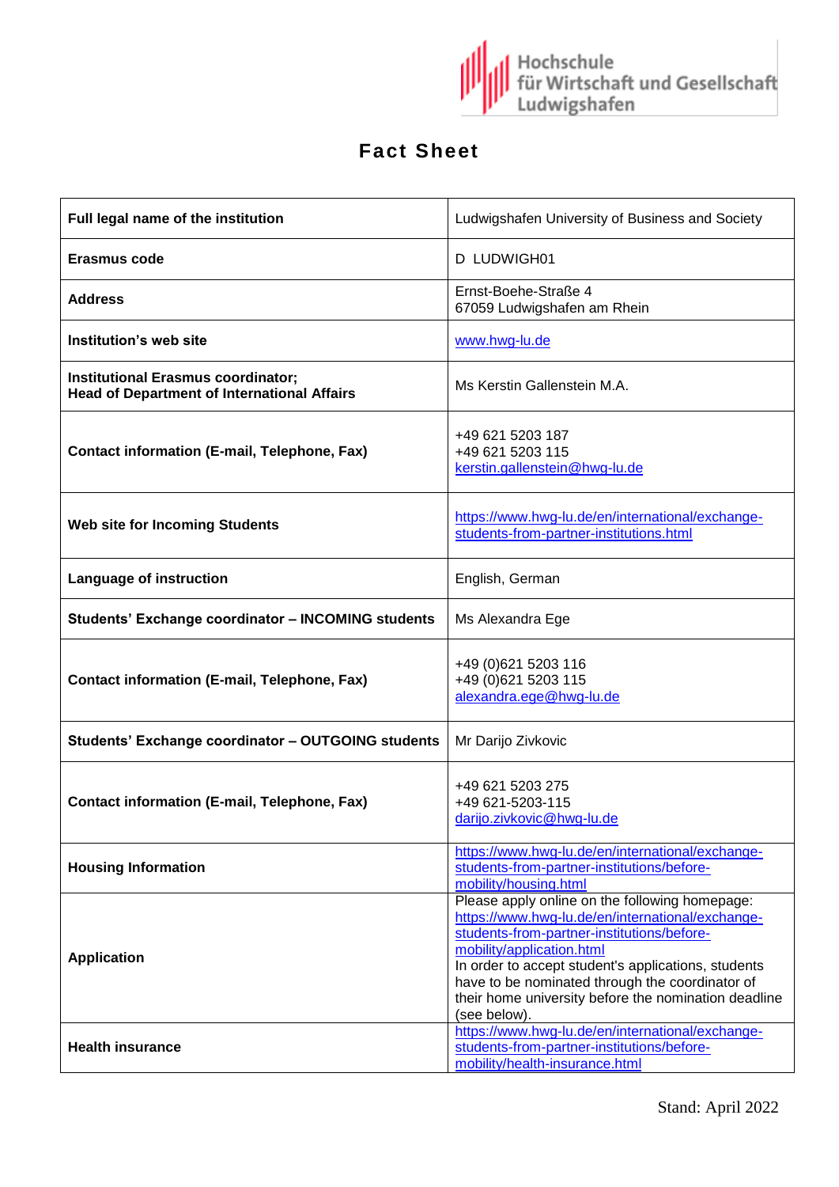Hochschule für Wirtschaft und Gesellschaft Ludwigshafen

# Fact Sheet

| | |
|---|---|
| **Full legal name of the institution** | Ludwigshafen University of Business and Society |
| **Erasmus code** | D LUDWIGH01 |
| **Address** | Ernst-Boehe-Straße 4<br>67059 Ludwigshafen am Rhein |
| **Institution's web site** | www.hwg-lu.de |
| **Institutional Erasmus coordinator; Head of Department of International Affairs** | Ms Kerstin Gallenstein M.A. |
| **Contact information (E-mail, Telephone, Fax)** | +49 621 5203 187<br>+49 621 5203 115<br>kerstin.gallenstein@hwg-lu.de |
| **Web site for Incoming Students** | https://www.hwg-lu.de/en/international/exchange-students-from-partner-institutions.html |
| **Language of instruction** | English, German |
| **Students' Exchange coordinator – INCOMING students** | Ms Alexandra Ege |
| **Contact information (E-mail, Telephone, Fax)** | +49 (0)621 5203 116<br>+49 (0)621 5203 115<br>alexandra.ege@hwg-lu.de |
| **Students' Exchange coordinator – OUTGOING students** | Mr Darijo Zivkovic |
| **Contact information (E-mail, Telephone, Fax)** | +49 621 5203 275<br>+49 621-5203-115<br>darijo.zivkovic@hwg-lu.de |
| **Housing Information** | https://www.hwg-lu.de/en/international/exchange-students-from-partner-institutions/before-mobility/housing.html |
| **Application** | Please apply online on the following homepage:<br>https://www.hwg-lu.de/en/international/exchange-students-from-partner-institutions/before-mobility/application.html<br>In order to accept student's applications, students have to be nominated through the coordinator of their home university before the nomination deadline (see below). |
| **Health insurance** | https://www.hwg-lu.de/en/international/exchange-students-from-partner-institutions/before-mobility/health-insurance.html |

Stand: April 2022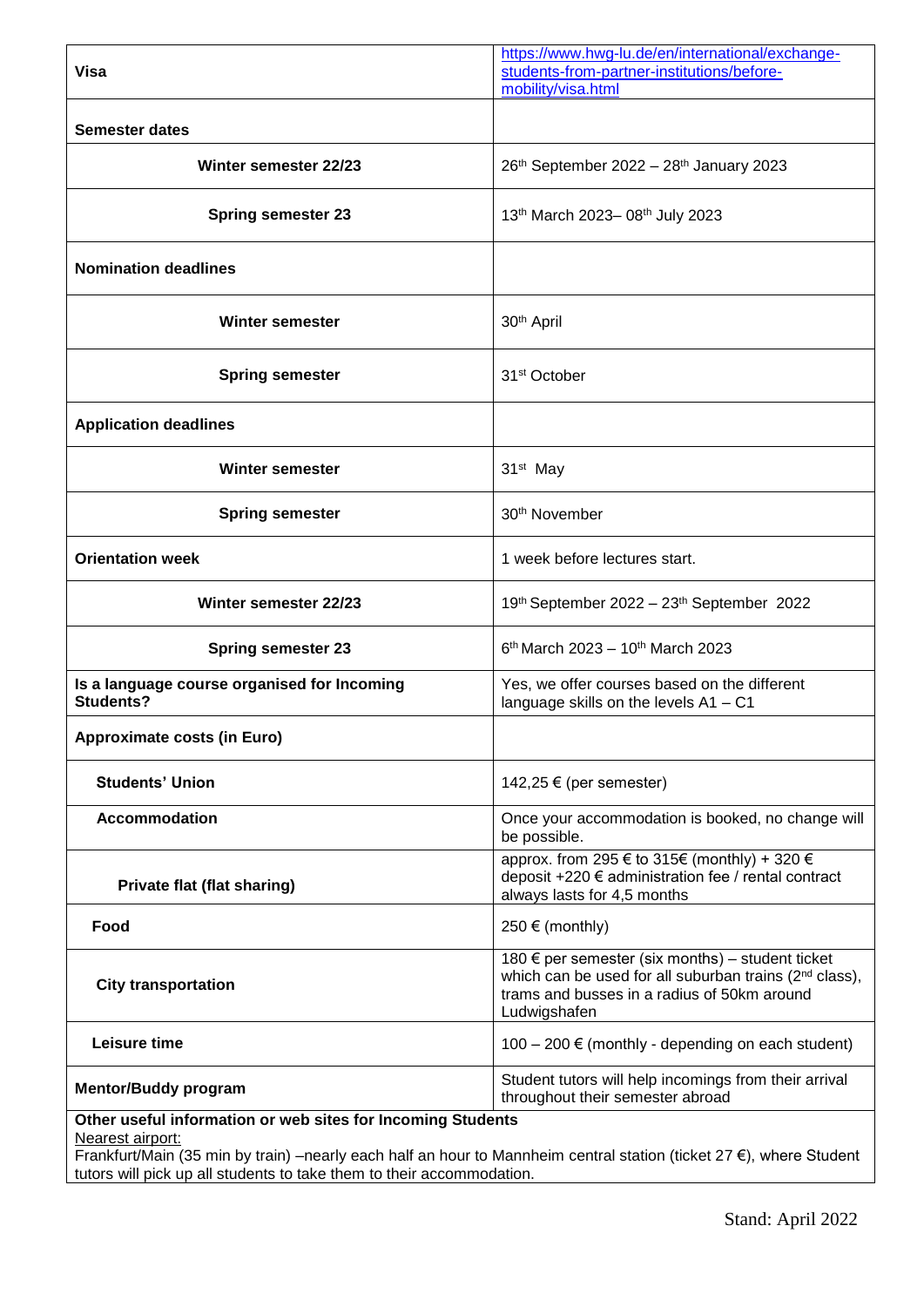| | |
|---|---|
| **Visa** | https://www.hwg-lu.de/en/international/exchange-students-from-partner-institutions/before-mobility/visa.html |
| **Semester dates** | |
| **Winter semester 22/23** | 26th September 2022 – 28th January 2023 |
| **Spring semester 23** | 13th March 2023– 08th July 2023 |
| **Nomination deadlines** | |
| **Winter semester** | 30th April |
| **Spring semester** | 31st October |
| **Application deadlines** | |
| **Winter semester** | 31st May |
| **Spring semester** | 30th November |
| **Orientation week** | 1 week before lectures start. |
| **Winter semester 22/23** | 19th September 2022 – 23th September 2022 |
| **Spring semester 23** | 6th March 2023 – 10th March 2023 |
| **Is a language course organised for Incoming Students?** | Yes, we offer courses based on the different language skills on the levels A1 – C1 |
| **Approximate costs (in Euro)** | |
| **Students' Union** | 142,25 € (per semester) |
| **Accommodation** | Once your accommodation is booked, no change will be possible. |
| **Private flat (flat sharing)** | approx. from 295 € to 315€ (monthly) + 320 € deposit +220 € administration fee / rental contract always lasts for 4,5 months |
| **Food** | 250 € (monthly) |
| **City transportation** | 180 € per semester (six months) – student ticket which can be used for all suburban trains (2nd class), trams and busses in a radius of 50km around Ludwigshafen |
| **Leisure time** | 100 – 200 € (monthly - depending on each student) |
| **Mentor/Buddy program** | Student tutors will help incomings from their arrival throughout their semester abroad |

**Other useful information or web sites for Incoming Students**

Nearest airport:
Frankfurt/Main (35 min by train) –nearly each half an hour to Mannheim central station (ticket 27 €), where Student tutors will pick up all students to take them to their accommodation.

Stand: April 2022